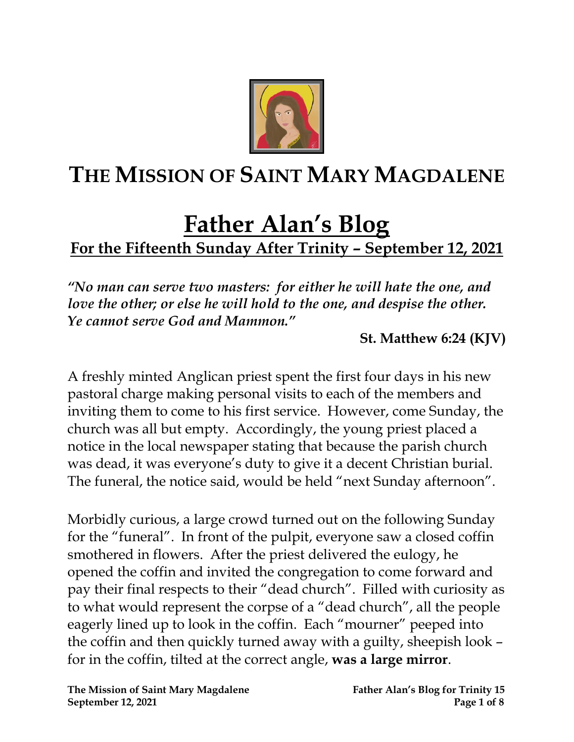# THE MISSION OF SAINT MARY MAGDALENE

# Father Alan's Blog

## For the Fifteenth Sunday After Trinity – September 12, 2021

***"No man can serve two masters: for either he will hate the one, and love the other; or else he will hold to the one, and despise the other. Ye cannot serve God and Mammon."***

**St. Matthew 6:24 (KJV)**

A freshly minted Anglican priest spent the first four days in his new pastoral charge making personal visits to each of the members and inviting them to come to his first service. However, come Sunday, the church was all but empty. Accordingly, the young priest placed a notice in the local newspaper stating that because the parish church was dead, it was everyone's duty to give it a decent Christian burial. The funeral, the notice said, would be held "next Sunday afternoon".

Morbidly curious, a large crowd turned out on the following Sunday for the "funeral". In front of the pulpit, everyone saw a closed coffin smothered in flowers. After the priest delivered the eulogy, he opened the coffin and invited the congregation to come forward and pay their final respects to their "dead church". Filled with curiosity as to what would represent the corpse of a "dead church", all the people eagerly lined up to look in the coffin. Each "mourner" peeped into the coffin and then quickly turned away with a guilty, sheepish look – for in the coffin, tilted at the correct angle, **was a large mirror**.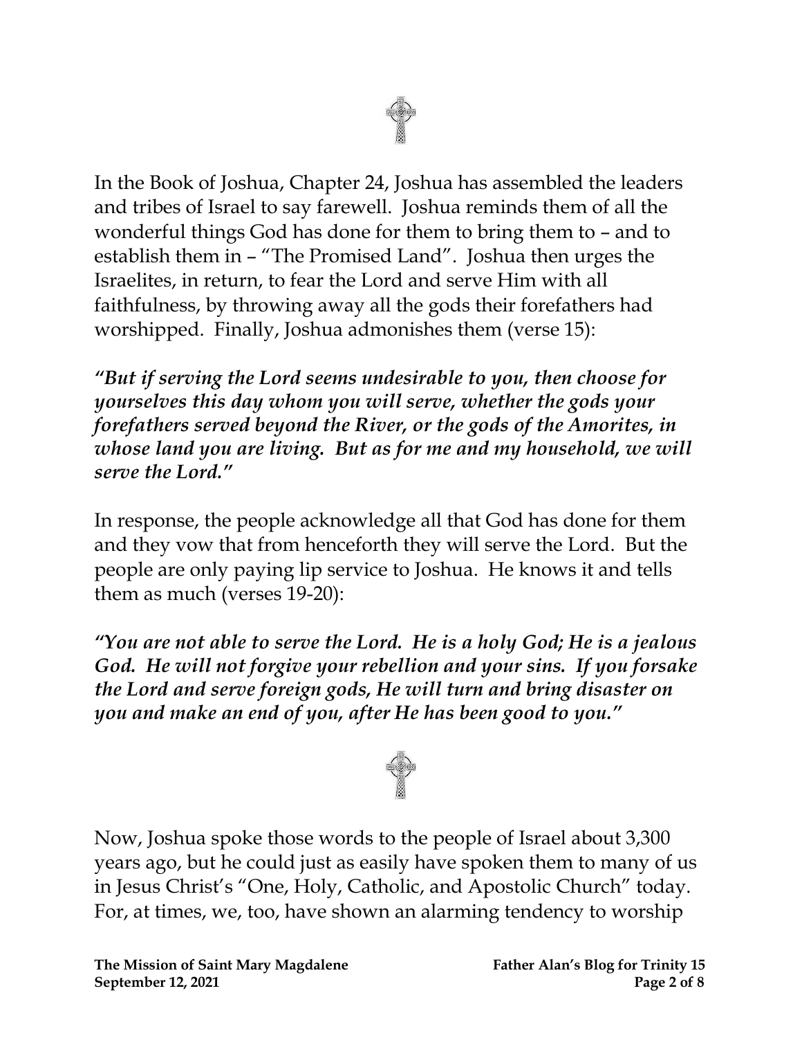In the Book of Joshua, Chapter 24, Joshua has assembled the leaders and tribes of Israel to say farewell. Joshua reminds them of all the wonderful things God has done for them to bring them to – and to establish them in – "The Promised Land". Joshua then urges the Israelites, in return, to fear the Lord and serve Him with all faithfulness, by throwing away all the gods their forefathers had worshipped. Finally, Joshua admonishes them (verse 15):

***"But if serving the Lord seems undesirable to you, then choose for yourselves this day whom you will serve, whether the gods your forefathers served beyond the River, or the gods of the Amorites, in whose land you are living. But as for me and my household, we will serve the Lord."***

In response, the people acknowledge all that God has done for them and they vow that from henceforth they will serve the Lord. But the people are only paying lip service to Joshua. He knows it and tells them as much (verses 19-20):

***"You are not able to serve the Lord. He is a holy God; He is a jealous God. He will not forgive your rebellion and your sins. If you forsake the Lord and serve foreign gods, He will turn and bring disaster on you and make an end of you, after He has been good to you."***

Now, Joshua spoke those words to the people of Israel about 3,300 years ago, but he could just as easily have spoken them to many of us in Jesus Christ's "One, Holy, Catholic, and Apostolic Church" today. For, at times, we, too, have shown an alarming tendency to worship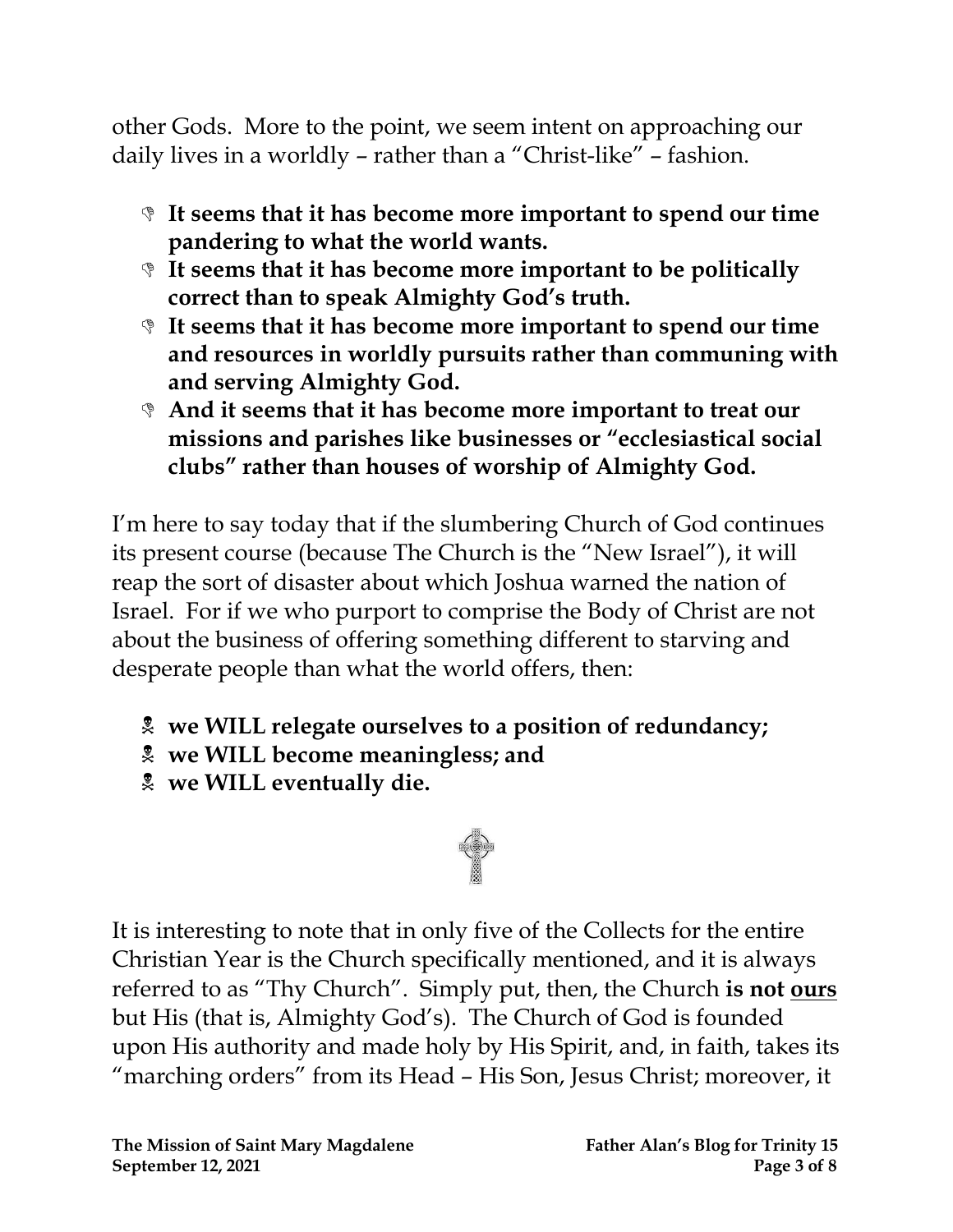other Gods. More to the point, we seem intent on approaching our daily lives in a worldly – rather than a "Christ-like" – fashion.

- **It seems that it has become more important to spend our time pandering to what the world wants.**
- **It seems that it has become more important to be politically correct than to speak Almighty God's truth.**
- **It seems that it has become more important to spend our time and resources in worldly pursuits rather than communing with and serving Almighty God.**
- **And it seems that it has become more important to treat our missions and parishes like businesses or "ecclesiastical social clubs" rather than houses of worship of Almighty God.**

I'm here to say today that if the slumbering Church of God continues its present course (because The Church is the "New Israel"), it will reap the sort of disaster about which Joshua warned the nation of Israel. For if we who purport to comprise the Body of Christ are not about the business of offering something different to starving and desperate people than what the world offers, then:

- **we WILL relegate ourselves to a position of redundancy;**
- **we WILL become meaningless; and**
- **we WILL eventually die.**

It is interesting to note that in only five of the Collects for the entire Christian Year is the Church specifically mentioned, and it is always referred to as "Thy Church". Simply put, then, the Church **is not <u>ours</u>** but His (that is, Almighty God's). The Church of God is founded upon His authority and made holy by His Spirit, and, in faith, takes its "marching orders" from its Head – His Son, Jesus Christ; moreover, it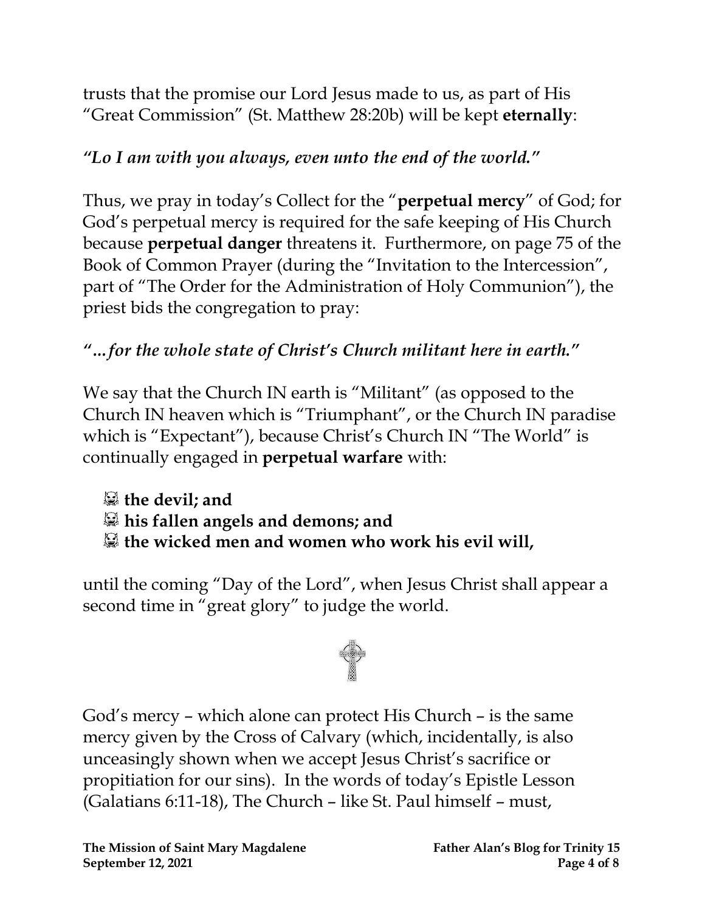trusts that the promise our Lord Jesus made to us, as part of His "Great Commission" (St. Matthew 28:20b) will be kept **eternally**:

*"Lo I am with you always, even unto the end of the world."*

Thus, we pray in today's Collect for the "**perpetual mercy**" of God; for God's perpetual mercy is required for the safe keeping of His Church because **perpetual danger** threatens it. Furthermore, on page 75 of the Book of Common Prayer (during the "Invitation to the Intercession", part of "The Order for the Administration of Holy Communion"), the priest bids the congregation to pray:

*"…for the whole state of Christ's Church militant here in earth."*

We say that the Church IN earth is "Militant" (as opposed to the Church IN heaven which is "Triumphant", or the Church IN paradise which is "Expectant"), because Christ's Church IN "The World" is continually engaged in **perpetual warfare** with:

- **the devil; and**
- **his fallen angels and demons; and**
- **the wicked men and women who work his evil will,**

until the coming "Day of the Lord", when Jesus Christ shall appear a second time in "great glory" to judge the world.

God's mercy – which alone can protect His Church – is the same mercy given by the Cross of Calvary (which, incidentally, is also unceasingly shown when we accept Jesus Christ's sacrifice or propitiation for our sins). In the words of today's Epistle Lesson (Galatians 6:11-18), The Church – like St. Paul himself – must,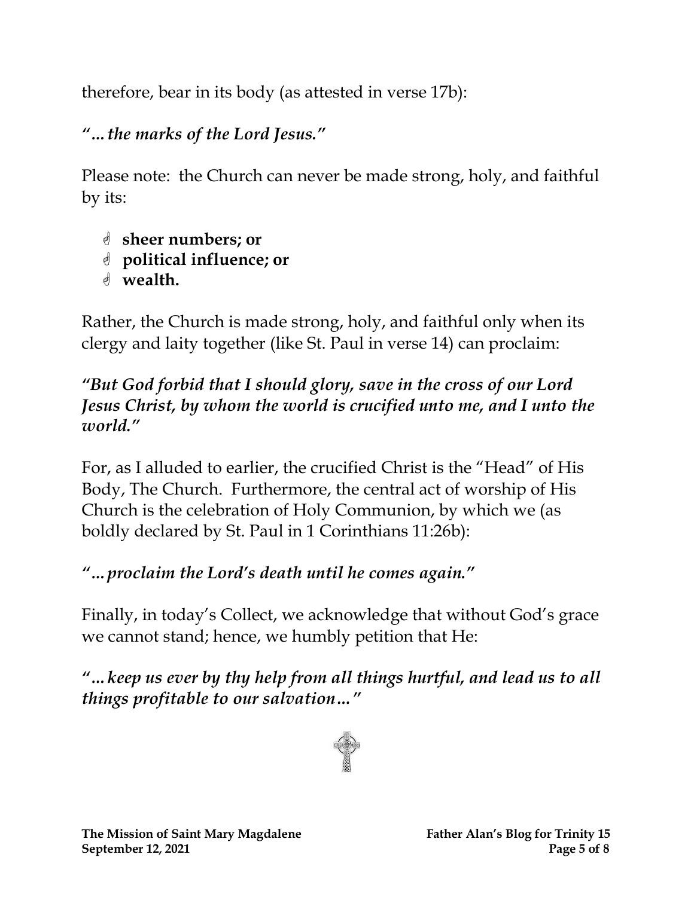therefore, bear in its body (as attested in verse 17b):

***"…the marks of the Lord Jesus."***

Please note: the Church can never be made strong, holy, and faithful by its:

- **sheer numbers; or**
- **political influence; or**
- **wealth.**

Rather, the Church is made strong, holy, and faithful only when its clergy and laity together (like St. Paul in verse 14) can proclaim:

***"But God forbid that I should glory, save in the cross of our Lord Jesus Christ, by whom the world is crucified unto me, and I unto the world."***

For, as I alluded to earlier, the crucified Christ is the "Head" of His Body, The Church. Furthermore, the central act of worship of His Church is the celebration of Holy Communion, by which we (as boldly declared by St. Paul in 1 Corinthians 11:26b):

***"…proclaim the Lord's death until he comes again."***

Finally, in today's Collect, we acknowledge that without God's grace we cannot stand; hence, we humbly petition that He:

***"…keep us ever by thy help from all things hurtful, and lead us to all things profitable to our salvation…"***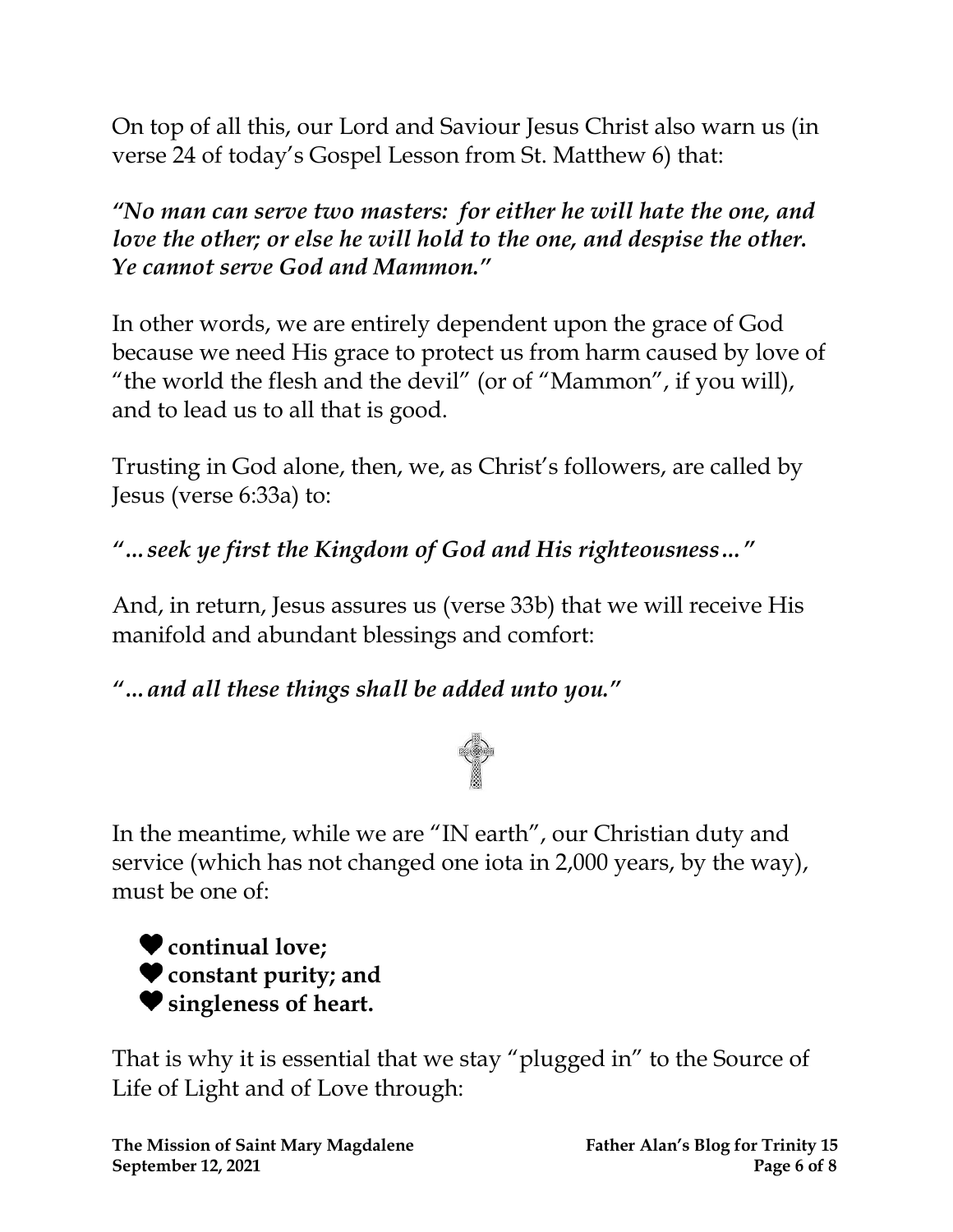On top of all this, our Lord and Saviour Jesus Christ also warn us (in verse 24 of today's Gospel Lesson from St. Matthew 6) that:

***"No man can serve two masters: for either he will hate the one, and love the other; or else he will hold to the one, and despise the other. Ye cannot serve God and Mammon."***

In other words, we are entirely dependent upon the grace of God because we need His grace to protect us from harm caused by love of "the world the flesh and the devil" (or of "Mammon", if you will), and to lead us to all that is good.

Trusting in God alone, then, we, as Christ's followers, are called by Jesus (verse 6:33a) to:

***"…seek ye first the Kingdom of God and His righteousness…"***

And, in return, Jesus assures us (verse 33b) that we will receive His manifold and abundant blessings and comfort:

***"…and all these things shall be added unto you."***

In the meantime, while we are "IN earth", our Christian duty and service (which has not changed one iota in 2,000 years, by the way), must be one of:

- ❤ **continual love;**
- ❤ **constant purity; and**
- ❤ **singleness of heart.**

That is why it is essential that we stay "plugged in" to the Source of Life of Light and of Love through: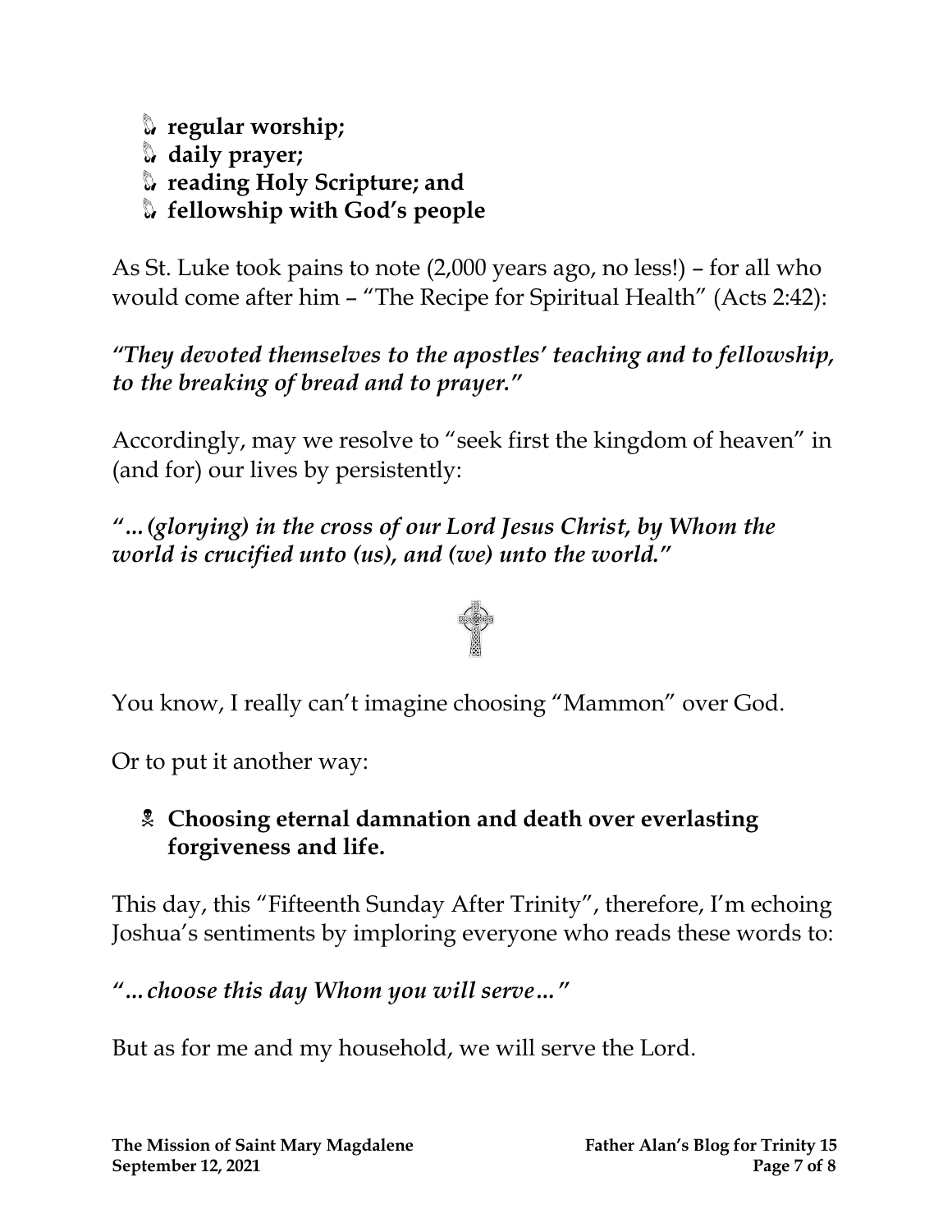- **regular worship;**
- **daily prayer;**
- **reading Holy Scripture; and**
- **fellowship with God's people**

As St. Luke took pains to note (2,000 years ago, no less!) – for all who would come after him – "The Recipe for Spiritual Health" (Acts 2:42):

***"They devoted themselves to the apostles' teaching and to fellowship, to the breaking of bread and to prayer."***

Accordingly, may we resolve to "seek first the kingdom of heaven" in (and for) our lives by persistently:

***"…(glorying) in the cross of our Lord Jesus Christ, by Whom the world is crucified unto (us), and (we) unto the world."***

You know, I really can't imagine choosing "Mammon" over God.

Or to put it another way:

- **Choosing eternal damnation and death over everlasting forgiveness and life.**

This day, this "Fifteenth Sunday After Trinity", therefore, I'm echoing Joshua's sentiments by imploring everyone who reads these words to:

***"…choose this day Whom you will serve…"***

But as for me and my household, we will serve the Lord.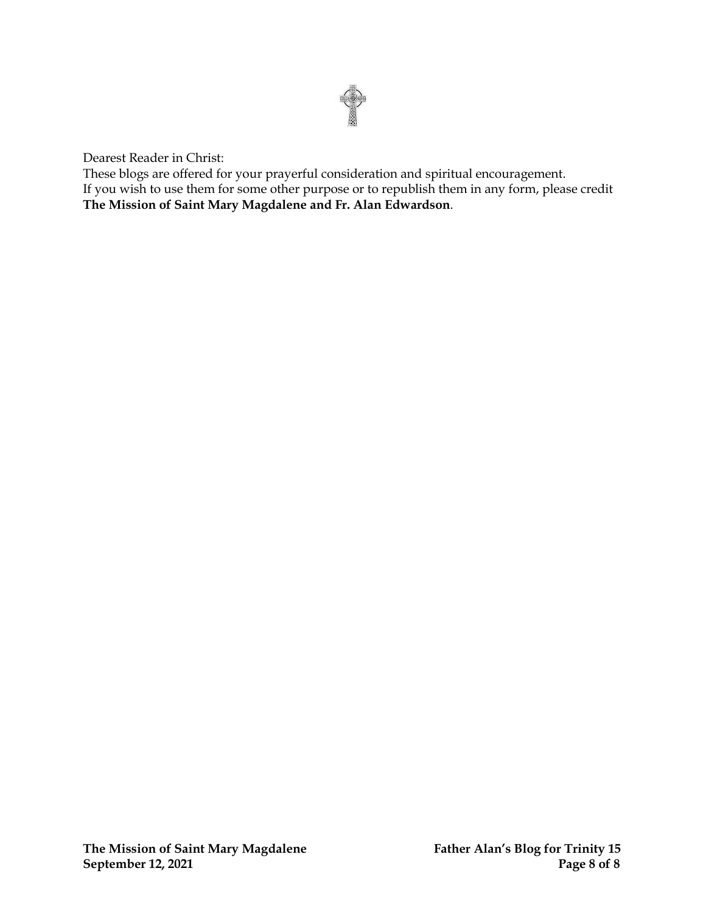Dearest Reader in Christ:
These blogs are offered for your prayerful consideration and spiritual encouragement.
If you wish to use them for some other purpose or to republish them in any form, please credit **The Mission of Saint Mary Magdalene and Fr. Alan Edwardson**.